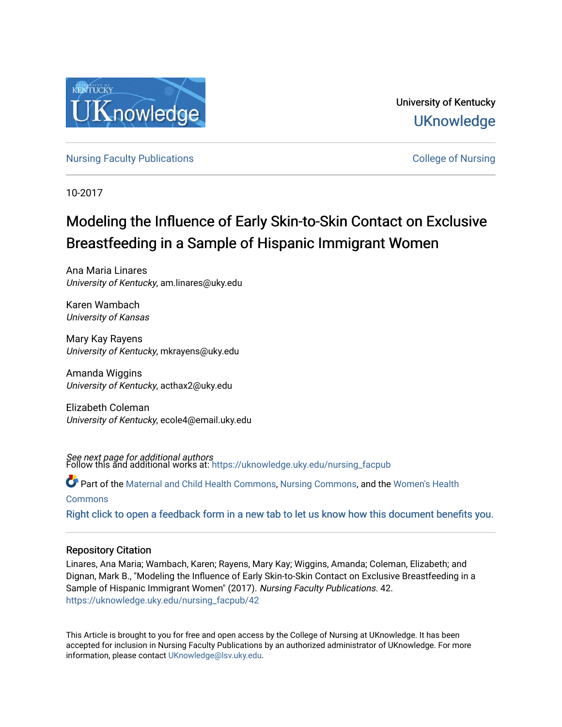University of Kentucky

UKnowledge

Nursing Faculty Publications

College of Nursing

10-2017

# Modeling the Influence of Early Skin-to-Skin Contact on Exclusive Breastfeeding in a Sample of Hispanic Immigrant Women

Ana Maria Linares
*University of Kentucky*, am.linares@uky.edu

Karen Wambach
*University of Kansas*

Mary Kay Rayens
*University of Kentucky*, mkrayens@uky.edu

Amanda Wiggins
*University of Kentucky*, acthax2@uky.edu

Elizabeth Coleman
*University of Kentucky*, ecole4@email.uky.edu

*See next page for additional authors*

Follow this and additional works at: https://uknowledge.uky.edu/nursing_facpub

Part of the Maternal and Child Health Commons, Nursing Commons, and the Women's Health Commons

Right click to open a feedback form in a new tab to let us know how this document benefits you.

## Repository Citation

Linares, Ana Maria; Wambach, Karen; Rayens, Mary Kay; Wiggins, Amanda; Coleman, Elizabeth; and Dignan, Mark B., "Modeling the Influence of Early Skin-to-Skin Contact on Exclusive Breastfeeding in a Sample of Hispanic Immigrant Women" (2017). *Nursing Faculty Publications*. 42.
https://uknowledge.uky.edu/nursing_facpub/42

This Article is brought to you for free and open access by the College of Nursing at UKnowledge. It has been accepted for inclusion in Nursing Faculty Publications by an authorized administrator of UKnowledge. For more information, please contact UKnowledge@lsv.uky.edu.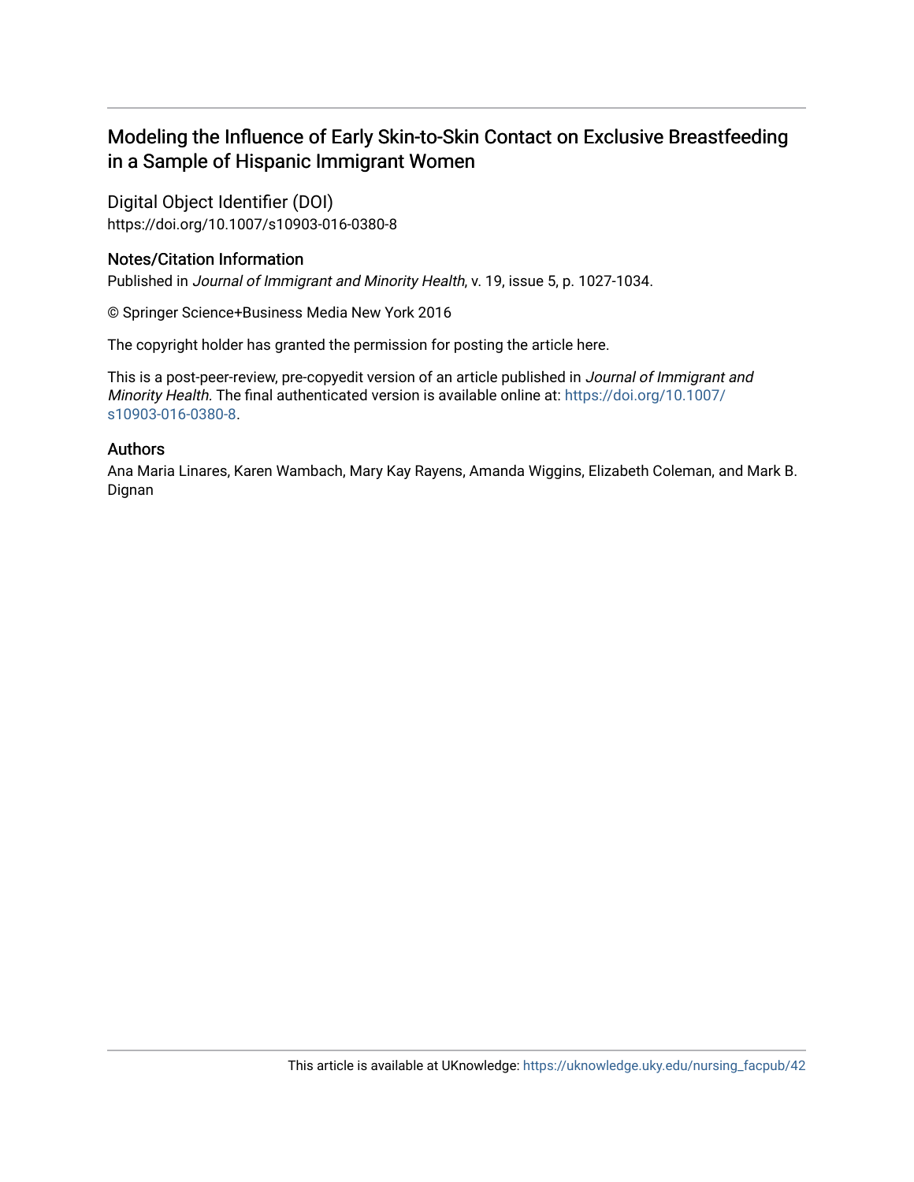# Modeling the Influence of Early Skin-to-Skin Contact on Exclusive Breastfeeding in a Sample of Hispanic Immigrant Women

## Digital Object Identifier (DOI)

https://doi.org/10.1007/s10903-016-0380-8

## Notes/Citation Information

Published in *Journal of Immigrant and Minority Health*, v. 19, issue 5, p. 1027-1034.

© Springer Science+Business Media New York 2016

The copyright holder has granted the permission for posting the article here.

This is a post-peer-review, pre-copyedit version of an article published in *Journal of Immigrant and Minority Health*. The final authenticated version is available online at: https://doi.org/10.1007/s10903-016-0380-8.

## Authors

Ana Maria Linares, Karen Wambach, Mary Kay Rayens, Amanda Wiggins, Elizabeth Coleman, and Mark B. Dignan

This article is available at UKnowledge: https://uknowledge.uky.edu/nursing_facpub/42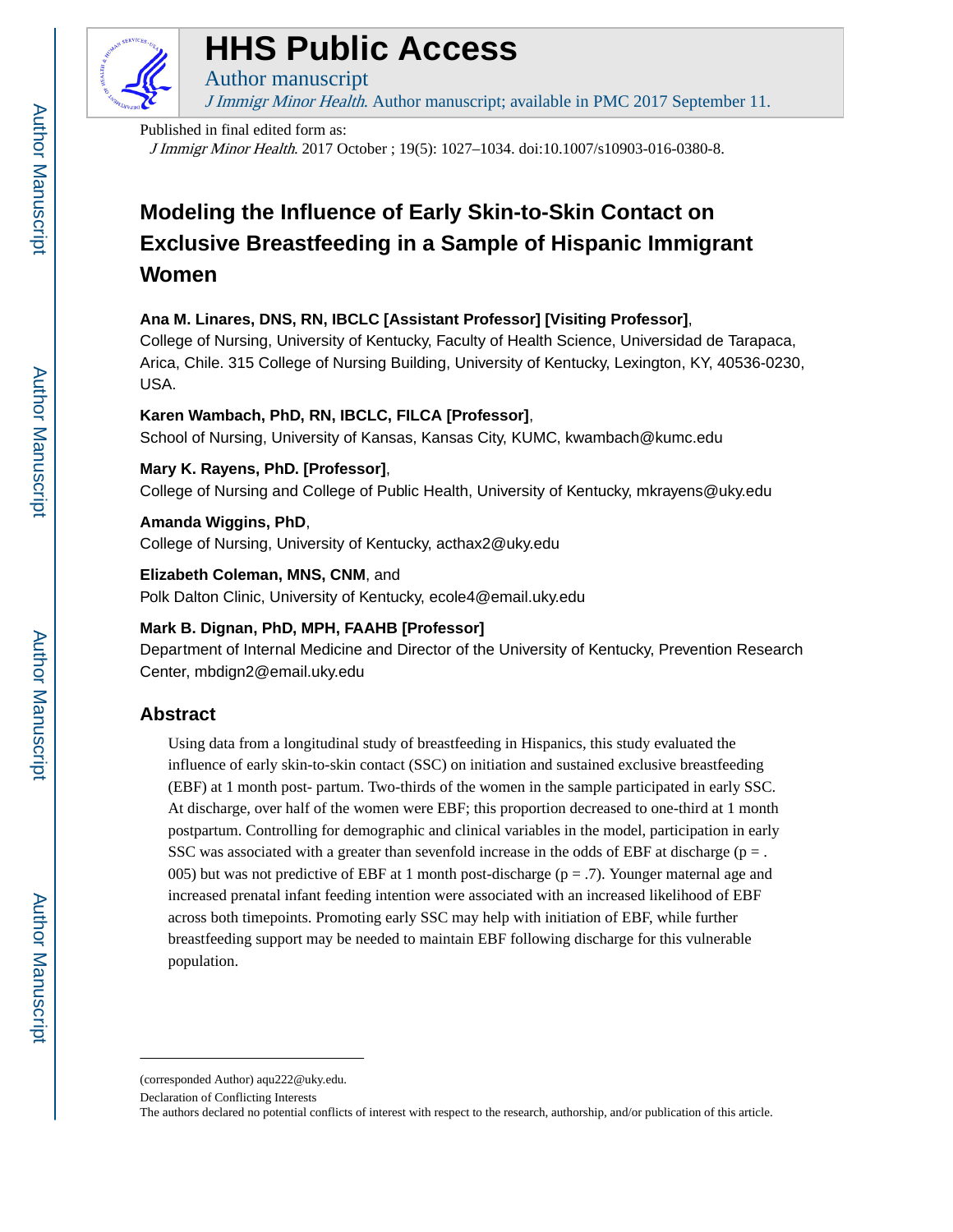Published in final edited form as:

*J Immigr Minor Health*. 2017 October ; 19(5): 1027–1034. doi:10.1007/s10903-016-0380-8.

# Modeling the Influence of Early Skin-to-Skin Contact on Exclusive Breastfeeding in a Sample of Hispanic Immigrant Women

**Ana M. Linares, DNS, RN, IBCLC [Assistant Professor] [Visiting Professor]**,
College of Nursing, University of Kentucky, Faculty of Health Science, Universidad de Tarapaca, Arica, Chile. 315 College of Nursing Building, University of Kentucky, Lexington, KY, 40536-0230, USA.

**Karen Wambach, PhD, RN, IBCLC, FILCA [Professor]**,
School of Nursing, University of Kansas, Kansas City, KUMC, kwambach@kumc.edu

**Mary K. Rayens, PhD. [Professor]**,
College of Nursing and College of Public Health, University of Kentucky, mkrayens@uky.edu

**Amanda Wiggins, PhD**,
College of Nursing, University of Kentucky, acthax2@uky.edu

**Elizabeth Coleman, MNS, CNM**, and
Polk Dalton Clinic, University of Kentucky, ecole4@email.uky.edu

**Mark B. Dignan, PhD, MPH, FAAHB [Professor]**
Department of Internal Medicine and Director of the University of Kentucky, Prevention Research Center, mbdign2@email.uky.edu

## Abstract

Using data from a longitudinal study of breastfeeding in Hispanics, this study evaluated the influence of early skin-to-skin contact (SSC) on initiation and sustained exclusive breastfeeding (EBF) at 1 month post- partum. Two-thirds of the women in the sample participated in early SSC. At discharge, over half of the women were EBF; this proportion decreased to one-third at 1 month postpartum. Controlling for demographic and clinical variables in the model, participation in early SSC was associated with a greater than sevenfold increase in the odds of EBF at discharge ($p = .005$) but was not predictive of EBF at 1 month post-discharge ($p = .7$). Younger maternal age and increased prenatal infant feeding intention were associated with an increased likelihood of EBF across both timepoints. Promoting early SSC may help with initiation of EBF, while further breastfeeding support may be needed to maintain EBF following discharge for this vulnerable population.

---

(corresponded Author) aqu222@uky.edu.

Declaration of Conflicting Interests

The authors declared no potential conflicts of interest with respect to the research, authorship, and/or publication of this article.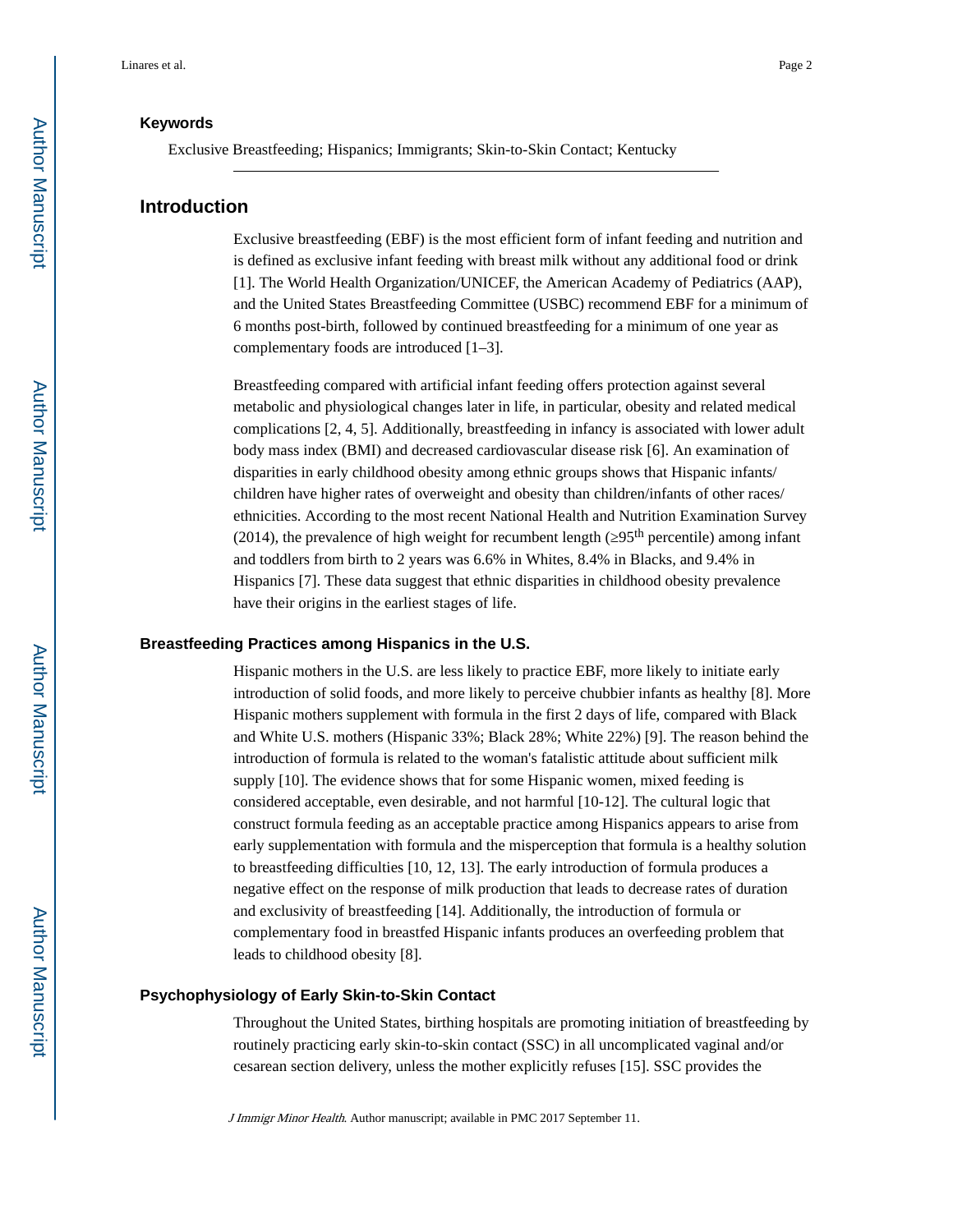### Keywords

Exclusive Breastfeeding; Hispanics; Immigrants; Skin-to-Skin Contact; Kentucky

## Introduction

Exclusive breastfeeding (EBF) is the most efficient form of infant feeding and nutrition and is defined as exclusive infant feeding with breast milk without any additional food or drink [1]. The World Health Organization/UNICEF, the American Academy of Pediatrics (AAP), and the United States Breastfeeding Committee (USBC) recommend EBF for a minimum of 6 months post-birth, followed by continued breastfeeding for a minimum of one year as complementary foods are introduced [1–3].

Breastfeeding compared with artificial infant feeding offers protection against several metabolic and physiological changes later in life, in particular, obesity and related medical complications [2, 4, 5]. Additionally, breastfeeding in infancy is associated with lower adult body mass index (BMI) and decreased cardiovascular disease risk [6]. An examination of disparities in early childhood obesity among ethnic groups shows that Hispanic infants/children have higher rates of overweight and obesity than children/infants of other races/ethnicities. According to the most recent National Health and Nutrition Examination Survey (2014), the prevalence of high weight for recumbent length ($\geq 95^{th}$ percentile) among infant and toddlers from birth to 2 years was 6.6% in Whites, 8.4% in Blacks, and 9.4% in Hispanics [7]. These data suggest that ethnic disparities in childhood obesity prevalence have their origins in the earliest stages of life.

### Breastfeeding Practices among Hispanics in the U.S.

Hispanic mothers in the U.S. are less likely to practice EBF, more likely to initiate early introduction of solid foods, and more likely to perceive chubbier infants as healthy [8]. More Hispanic mothers supplement with formula in the first 2 days of life, compared with Black and White U.S. mothers (Hispanic 33%; Black 28%; White 22%) [9]. The reason behind the introduction of formula is related to the woman's fatalistic attitude about sufficient milk supply [10]. The evidence shows that for some Hispanic women, mixed feeding is considered acceptable, even desirable, and not harmful [10-12]. The cultural logic that construct formula feeding as an acceptable practice among Hispanics appears to arise from early supplementation with formula and the misperception that formula is a healthy solution to breastfeeding difficulties [10, 12, 13]. The early introduction of formula produces a negative effect on the response of milk production that leads to decrease rates of duration and exclusivity of breastfeeding [14]. Additionally, the introduction of formula or complementary food in breastfed Hispanic infants produces an overfeeding problem that leads to childhood obesity [8].

### Psychophysiology of Early Skin-to-Skin Contact

Throughout the United States, birthing hospitals are promoting initiation of breastfeeding by routinely practicing early skin-to-skin contact (SSC) in all uncomplicated vaginal and/or cesarean section delivery, unless the mother explicitly refuses [15]. SSC provides the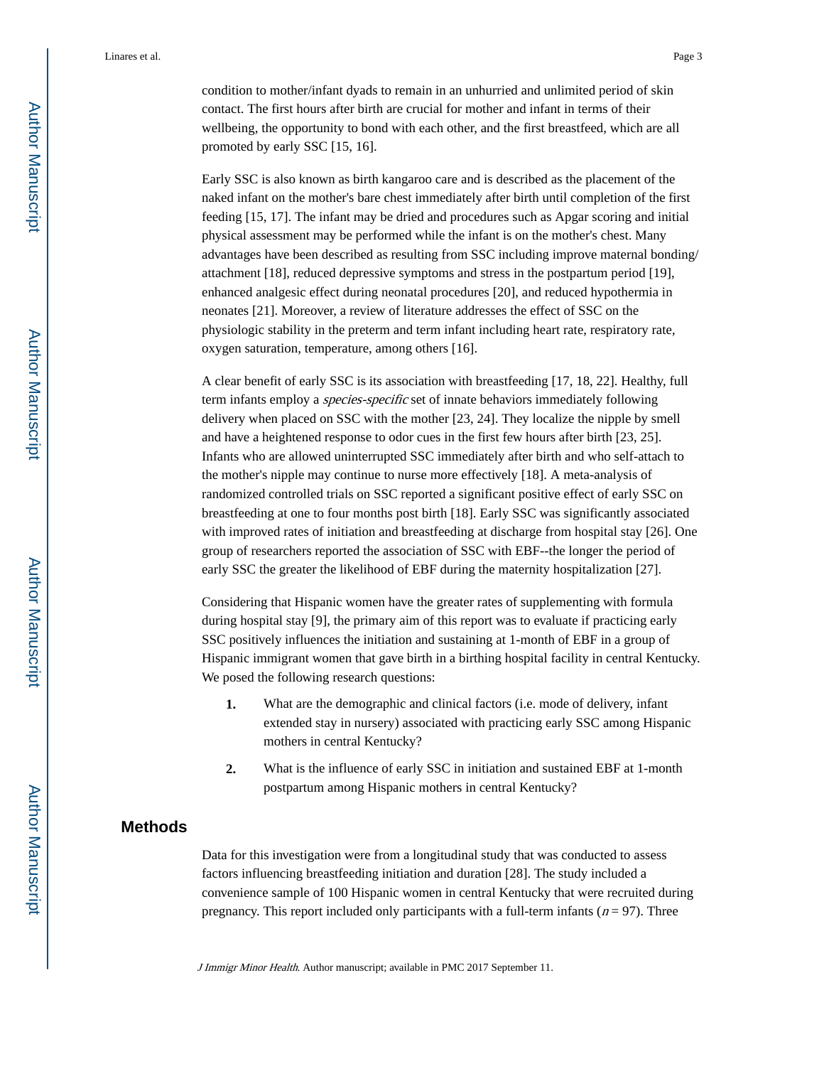condition to mother/infant dyads to remain in an unhurried and unlimited period of skin contact. The first hours after birth are crucial for mother and infant in terms of their wellbeing, the opportunity to bond with each other, and the first breastfeed, which are all promoted by early SSC [15, 16].

Early SSC is also known as birth kangaroo care and is described as the placement of the naked infant on the mother's bare chest immediately after birth until completion of the first feeding [15, 17]. The infant may be dried and procedures such as Apgar scoring and initial physical assessment may be performed while the infant is on the mother's chest. Many advantages have been described as resulting from SSC including improve maternal bonding/attachment [18], reduced depressive symptoms and stress in the postpartum period [19], enhanced analgesic effect during neonatal procedures [20], and reduced hypothermia in neonates [21]. Moreover, a review of literature addresses the effect of SSC on the physiologic stability in the preterm and term infant including heart rate, respiratory rate, oxygen saturation, temperature, among others [16].

A clear benefit of early SSC is its association with breastfeeding [17, 18, 22]. Healthy, full term infants employ a *species-specific* set of innate behaviors immediately following delivery when placed on SSC with the mother [23, 24]. They localize the nipple by smell and have a heightened response to odor cues in the first few hours after birth [23, 25]. Infants who are allowed uninterrupted SSC immediately after birth and who self-attach to the mother's nipple may continue to nurse more effectively [18]. A meta-analysis of randomized controlled trials on SSC reported a significant positive effect of early SSC on breastfeeding at one to four months post birth [18]. Early SSC was significantly associated with improved rates of initiation and breastfeeding at discharge from hospital stay [26]. One group of researchers reported the association of SSC with EBF--the longer the period of early SSC the greater the likelihood of EBF during the maternity hospitalization [27].

Considering that Hispanic women have the greater rates of supplementing with formula during hospital stay [9], the primary aim of this report was to evaluate if practicing early SSC positively influences the initiation and sustaining at 1-month of EBF in a group of Hispanic immigrant women that gave birth in a birthing hospital facility in central Kentucky. We posed the following research questions:

1. What are the demographic and clinical factors (i.e. mode of delivery, infant extended stay in nursery) associated with practicing early SSC among Hispanic mothers in central Kentucky?

2. What is the influence of early SSC in initiation and sustained EBF at 1-month postpartum among Hispanic mothers in central Kentucky?

## Methods

Data for this investigation were from a longitudinal study that was conducted to assess factors influencing breastfeeding initiation and duration [28]. The study included a convenience sample of 100 Hispanic women in central Kentucky that were recruited during pregnancy. This report included only participants with a full-term infants ($n = 97$). Three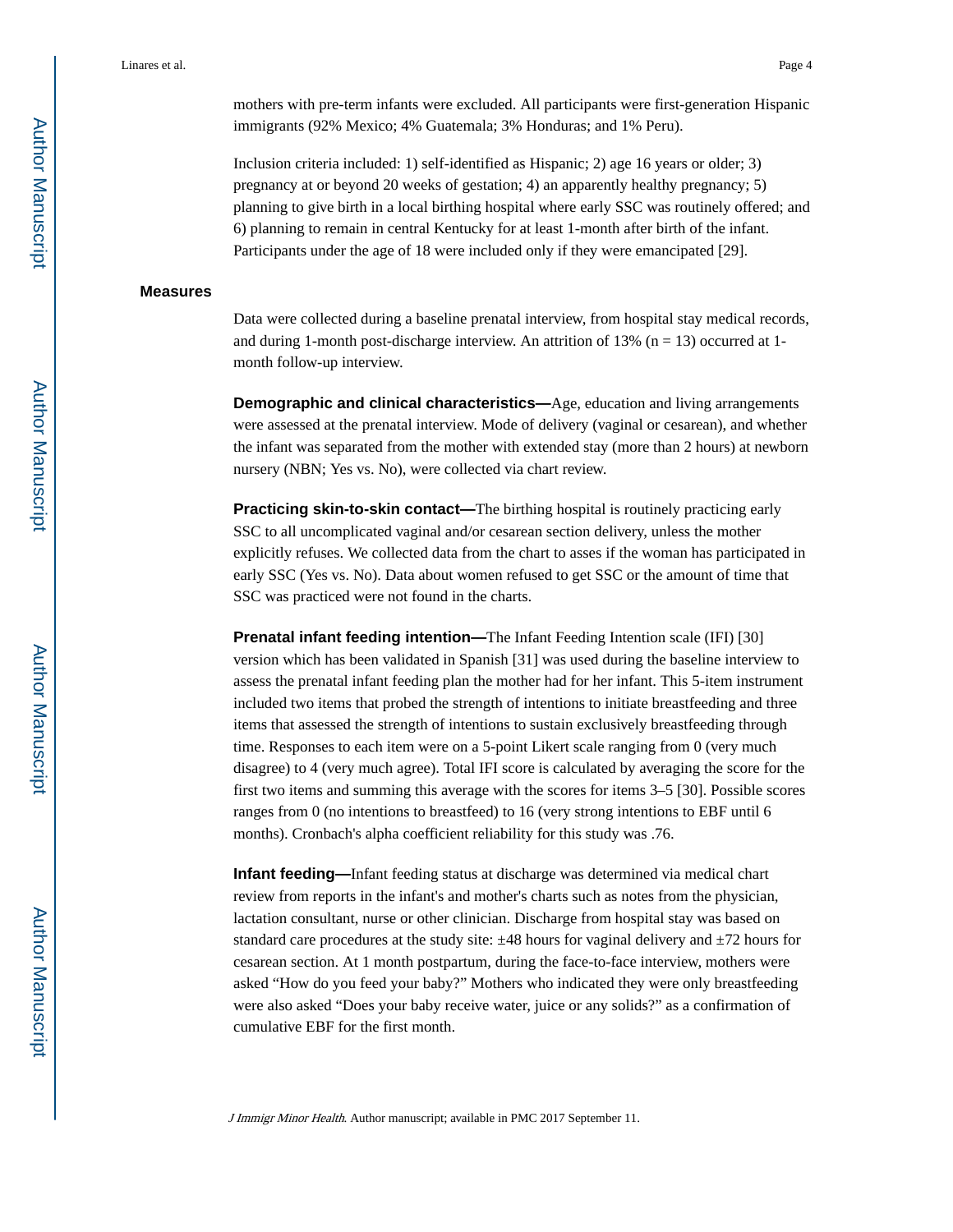mothers with pre-term infants were excluded. All participants were first-generation Hispanic immigrants (92% Mexico; 4% Guatemala; 3% Honduras; and 1% Peru).

Inclusion criteria included: 1) self-identified as Hispanic; 2) age 16 years or older; 3) pregnancy at or beyond 20 weeks of gestation; 4) an apparently healthy pregnancy; 5) planning to give birth in a local birthing hospital where early SSC was routinely offered; and 6) planning to remain in central Kentucky for at least 1-month after birth of the infant. Participants under the age of 18 were included only if they were emancipated [29].

## Measures

Data were collected during a baseline prenatal interview, from hospital stay medical records, and during 1-month post-discharge interview. An attrition of 13% (n = 13) occurred at 1-month follow-up interview.

**Demographic and clinical characteristics—**Age, education and living arrangements were assessed at the prenatal interview. Mode of delivery (vaginal or cesarean), and whether the infant was separated from the mother with extended stay (more than 2 hours) at newborn nursery (NBN; Yes vs. No), were collected via chart review.

**Practicing skin-to-skin contact—**The birthing hospital is routinely practicing early SSC to all uncomplicated vaginal and/or cesarean section delivery, unless the mother explicitly refuses. We collected data from the chart to asses if the woman has participated in early SSC (Yes vs. No). Data about women refused to get SSC or the amount of time that SSC was practiced were not found in the charts.

**Prenatal infant feeding intention—**The Infant Feeding Intention scale (IFI) [30] version which has been validated in Spanish [31] was used during the baseline interview to assess the prenatal infant feeding plan the mother had for her infant. This 5-item instrument included two items that probed the strength of intentions to initiate breastfeeding and three items that assessed the strength of intentions to sustain exclusively breastfeeding through time. Responses to each item were on a 5-point Likert scale ranging from 0 (very much disagree) to 4 (very much agree). Total IFI score is calculated by averaging the score for the first two items and summing this average with the scores for items 3–5 [30]. Possible scores ranges from 0 (no intentions to breastfeed) to 16 (very strong intentions to EBF until 6 months). Cronbach's alpha coefficient reliability for this study was .76.

**Infant feeding—**Infant feeding status at discharge was determined via medical chart review from reports in the infant's and mother's charts such as notes from the physician, lactation consultant, nurse or other clinician. Discharge from hospital stay was based on standard care procedures at the study site: ±48 hours for vaginal delivery and ±72 hours for cesarean section. At 1 month postpartum, during the face-to-face interview, mothers were asked "How do you feed your baby?" Mothers who indicated they were only breastfeeding were also asked "Does your baby receive water, juice or any solids?" as a confirmation of cumulative EBF for the first month.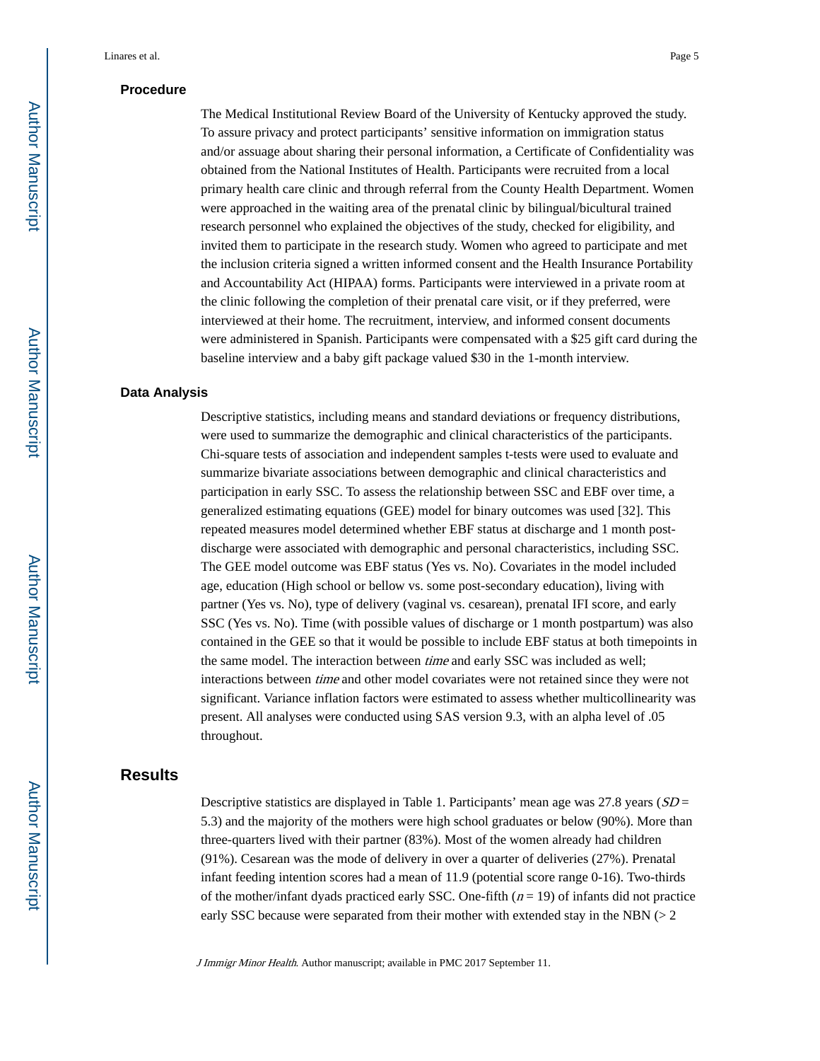### Procedure

The Medical Institutional Review Board of the University of Kentucky approved the study. To assure privacy and protect participants' sensitive information on immigration status and/or assuage about sharing their personal information, a Certificate of Confidentiality was obtained from the National Institutes of Health. Participants were recruited from a local primary health care clinic and through referral from the County Health Department. Women were approached in the waiting area of the prenatal clinic by bilingual/bicultural trained research personnel who explained the objectives of the study, checked for eligibility, and invited them to participate in the research study. Women who agreed to participate and met the inclusion criteria signed a written informed consent and the Health Insurance Portability and Accountability Act (HIPAA) forms. Participants were interviewed in a private room at the clinic following the completion of their prenatal care visit, or if they preferred, were interviewed at their home. The recruitment, interview, and informed consent documents were administered in Spanish. Participants were compensated with a $25 gift card during the baseline interview and a baby gift package valued $30 in the 1-month interview.

### Data Analysis

Descriptive statistics, including means and standard deviations or frequency distributions, were used to summarize the demographic and clinical characteristics of the participants. Chi-square tests of association and independent samples t-tests were used to evaluate and summarize bivariate associations between demographic and clinical characteristics and participation in early SSC. To assess the relationship between SSC and EBF over time, a generalized estimating equations (GEE) model for binary outcomes was used [32]. This repeated measures model determined whether EBF status at discharge and 1 month post-discharge were associated with demographic and personal characteristics, including SSC. The GEE model outcome was EBF status (Yes vs. No). Covariates in the model included age, education (High school or bellow vs. some post-secondary education), living with partner (Yes vs. No), type of delivery (vaginal vs. cesarean), prenatal IFI score, and early SSC (Yes vs. No). Time (with possible values of discharge or 1 month postpartum) was also contained in the GEE so that it would be possible to include EBF status at both timepoints in the same model. The interaction between *time* and early SSC was included as well; interactions between *time* and other model covariates were not retained since they were not significant. Variance inflation factors were estimated to assess whether multicollinearity was present. All analyses were conducted using SAS version 9.3, with an alpha level of .05 throughout.

## Results

Descriptive statistics are displayed in Table 1. Participants' mean age was 27.8 years ($SD$ = 5.3) and the majority of the mothers were high school graduates or below (90%). More than three-quarters lived with their partner (83%). Most of the women already had children (91%). Cesarean was the mode of delivery in over a quarter of deliveries (27%). Prenatal infant feeding intention scores had a mean of 11.9 (potential score range 0-16). Two-thirds of the mother/infant dyads practiced early SSC. One-fifth ($n$ = 19) of infants did not practice early SSC because were separated from their mother with extended stay in the NBN (> 2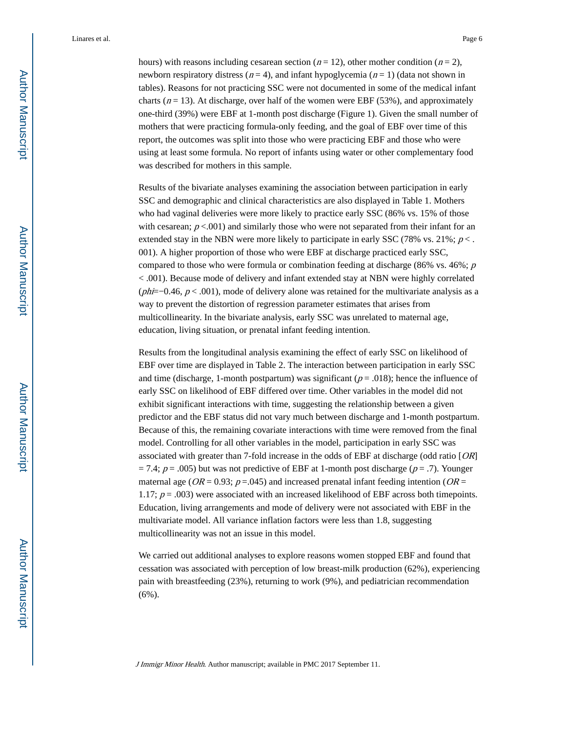hours) with reasons including cesarean section ($n = 12$), other mother condition ($n = 2$), newborn respiratory distress ($n = 4$), and infant hypoglycemia ($n = 1$) (data not shown in tables). Reasons for not practicing SSC were not documented in some of the medical infant charts ($n = 13$). At discharge, over half of the women were EBF (53%), and approximately one-third (39%) were EBF at 1-month post discharge (Figure 1). Given the small number of mothers that were practicing formula-only feeding, and the goal of EBF over time of this report, the outcomes was split into those who were practicing EBF and those who were using at least some formula. No report of infants using water or other complementary food was described for mothers in this sample.

Results of the bivariate analyses examining the association between participation in early SSC and demographic and clinical characteristics are also displayed in Table 1. Mothers who had vaginal deliveries were more likely to practice early SSC (86% vs. 15% of those with cesarean; $p < .001$) and similarly those who were not separated from their infant for an extended stay in the NBN were more likely to participate in early SSC (78% vs. 21%; $p < .001$). A higher proportion of those who were EBF at discharge practiced early SSC, compared to those who were formula or combination feeding at discharge (86% vs. 46%; $p < .001$). Because mode of delivery and infant extended stay at NBN were highly correlated ($phi = -0.46$, $p < .001$), mode of delivery alone was retained for the multivariate analysis as a way to prevent the distortion of regression parameter estimates that arises from multicollinearity. In the bivariate analysis, early SSC was unrelated to maternal age, education, living situation, or prenatal infant feeding intention.

Results from the longitudinal analysis examining the effect of early SSC on likelihood of EBF over time are displayed in Table 2. The interaction between participation in early SSC and time (discharge, 1-month postpartum) was significant ($p = .018$); hence the influence of early SSC on likelihood of EBF differed over time. Other variables in the model did not exhibit significant interactions with time, suggesting the relationship between a given predictor and the EBF status did not vary much between discharge and 1-month postpartum. Because of this, the remaining covariate interactions with time were removed from the final model. Controlling for all other variables in the model, participation in early SSC was associated with greater than 7-fold increase in the odds of EBF at discharge (odd ratio [$OR$] $= 7.4$; $p = .005$) but was not predictive of EBF at 1-month post discharge ($p = .7$). Younger maternal age ($OR = 0.93$; $p = .045$) and increased prenatal infant feeding intention ($OR = 1.17$; $p = .003$) were associated with an increased likelihood of EBF across both timepoints. Education, living arrangements and mode of delivery were not associated with EBF in the multivariate model. All variance inflation factors were less than 1.8, suggesting multicollinearity was not an issue in this model.

We carried out additional analyses to explore reasons women stopped EBF and found that cessation was associated with perception of low breast-milk production (62%), experiencing pain with breastfeeding (23%), returning to work (9%), and pediatrician recommendation (6%).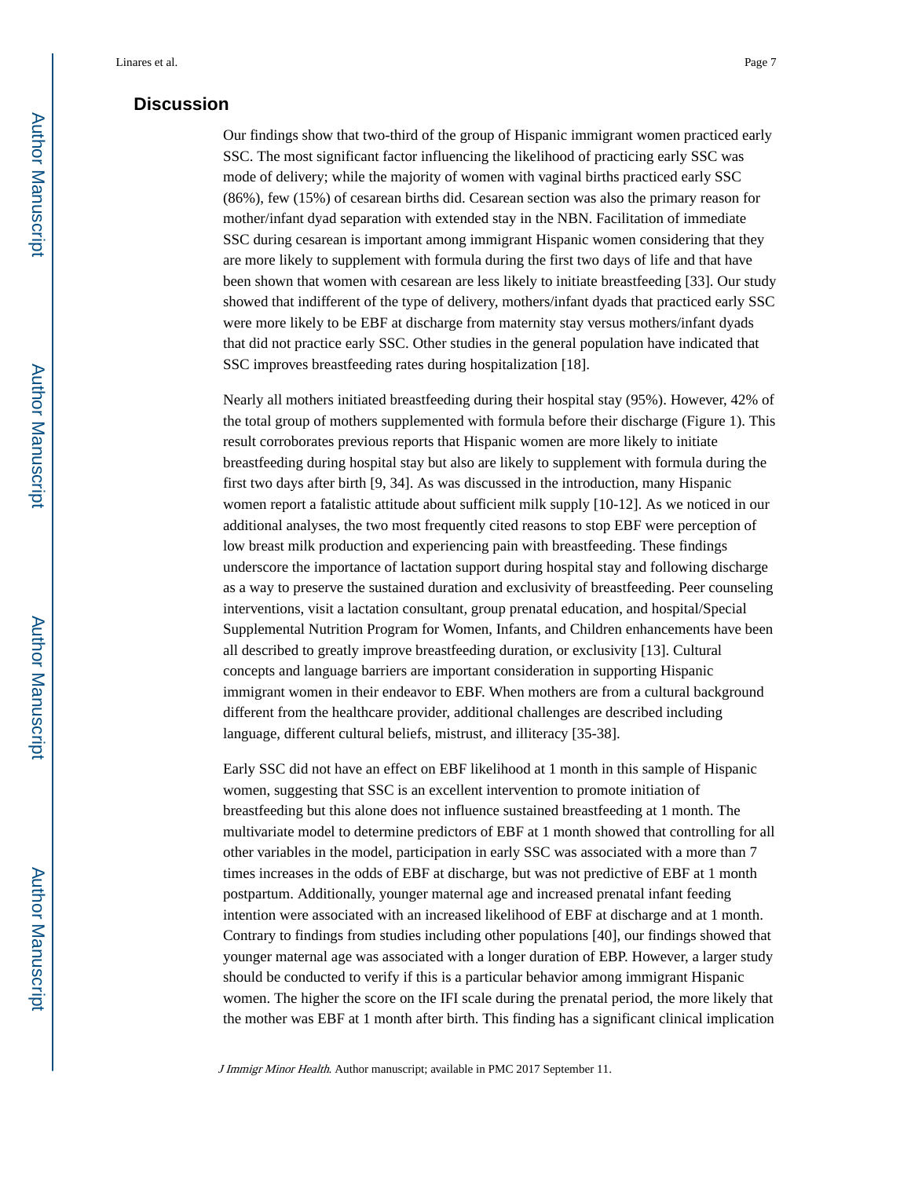## Discussion

Our findings show that two-third of the group of Hispanic immigrant women practiced early SSC. The most significant factor influencing the likelihood of practicing early SSC was mode of delivery; while the majority of women with vaginal births practiced early SSC (86%), few (15%) of cesarean births did. Cesarean section was also the primary reason for mother/infant dyad separation with extended stay in the NBN. Facilitation of immediate SSC during cesarean is important among immigrant Hispanic women considering that they are more likely to supplement with formula during the first two days of life and that have been shown that women with cesarean are less likely to initiate breastfeeding [33]. Our study showed that indifferent of the type of delivery, mothers/infant dyads that practiced early SSC were more likely to be EBF at discharge from maternity stay versus mothers/infant dyads that did not practice early SSC. Other studies in the general population have indicated that SSC improves breastfeeding rates during hospitalization [18].

Nearly all mothers initiated breastfeeding during their hospital stay (95%). However, 42% of the total group of mothers supplemented with formula before their discharge (Figure 1). This result corroborates previous reports that Hispanic women are more likely to initiate breastfeeding during hospital stay but also are likely to supplement with formula during the first two days after birth [9, 34]. As was discussed in the introduction, many Hispanic women report a fatalistic attitude about sufficient milk supply [10-12]. As we noticed in our additional analyses, the two most frequently cited reasons to stop EBF were perception of low breast milk production and experiencing pain with breastfeeding. These findings underscore the importance of lactation support during hospital stay and following discharge as a way to preserve the sustained duration and exclusivity of breastfeeding. Peer counseling interventions, visit a lactation consultant, group prenatal education, and hospital/Special Supplemental Nutrition Program for Women, Infants, and Children enhancements have been all described to greatly improve breastfeeding duration, or exclusivity [13]. Cultural concepts and language barriers are important consideration in supporting Hispanic immigrant women in their endeavor to EBF. When mothers are from a cultural background different from the healthcare provider, additional challenges are described including language, different cultural beliefs, mistrust, and illiteracy [35-38].

Early SSC did not have an effect on EBF likelihood at 1 month in this sample of Hispanic women, suggesting that SSC is an excellent intervention to promote initiation of breastfeeding but this alone does not influence sustained breastfeeding at 1 month. The multivariate model to determine predictors of EBF at 1 month showed that controlling for all other variables in the model, participation in early SSC was associated with a more than 7 times increases in the odds of EBF at discharge, but was not predictive of EBF at 1 month postpartum. Additionally, younger maternal age and increased prenatal infant feeding intention were associated with an increased likelihood of EBF at discharge and at 1 month. Contrary to findings from studies including other populations [40], our findings showed that younger maternal age was associated with a longer duration of EBP. However, a larger study should be conducted to verify if this is a particular behavior among immigrant Hispanic women. The higher the score on the IFI scale during the prenatal period, the more likely that the mother was EBF at 1 month after birth. This finding has a significant clinical implication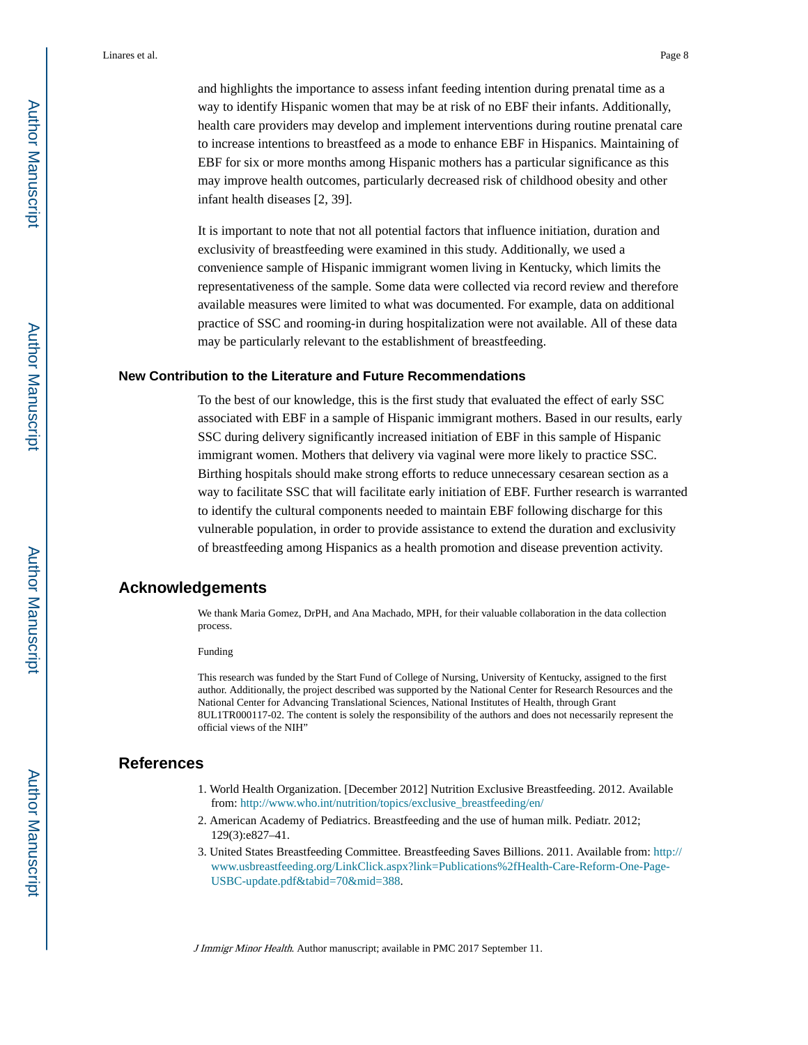and highlights the importance to assess infant feeding intention during prenatal time as a way to identify Hispanic women that may be at risk of no EBF their infants. Additionally, health care providers may develop and implement interventions during routine prenatal care to increase intentions to breastfeed as a mode to enhance EBF in Hispanics. Maintaining of EBF for six or more months among Hispanic mothers has a particular significance as this may improve health outcomes, particularly decreased risk of childhood obesity and other infant health diseases [2, 39].

It is important to note that not all potential factors that influence initiation, duration and exclusivity of breastfeeding were examined in this study. Additionally, we used a convenience sample of Hispanic immigrant women living in Kentucky, which limits the representativeness of the sample. Some data were collected via record review and therefore available measures were limited to what was documented. For example, data on additional practice of SSC and rooming-in during hospitalization were not available. All of these data may be particularly relevant to the establishment of breastfeeding.

### New Contribution to the Literature and Future Recommendations

To the best of our knowledge, this is the first study that evaluated the effect of early SSC associated with EBF in a sample of Hispanic immigrant mothers. Based in our results, early SSC during delivery significantly increased initiation of EBF in this sample of Hispanic immigrant women. Mothers that delivery via vaginal were more likely to practice SSC. Birthing hospitals should make strong efforts to reduce unnecessary cesarean section as a way to facilitate SSC that will facilitate early initiation of EBF. Further research is warranted to identify the cultural components needed to maintain EBF following discharge for this vulnerable population, in order to provide assistance to extend the duration and exclusivity of breastfeeding among Hispanics as a health promotion and disease prevention activity.

## Acknowledgements

We thank Maria Gomez, DrPH, and Ana Machado, MPH, for their valuable collaboration in the data collection process.

Funding

This research was funded by the Start Fund of College of Nursing, University of Kentucky, assigned to the first author. Additionally, the project described was supported by the National Center for Research Resources and the National Center for Advancing Translational Sciences, National Institutes of Health, through Grant 8UL1TR000117-02. The content is solely the responsibility of the authors and does not necessarily represent the official views of the NIH"

## References

1. World Health Organization. [December 2012] Nutrition Exclusive Breastfeeding. 2012. Available from: http://www.who.int/nutrition/topics/exclusive_breastfeeding/en/
2. American Academy of Pediatrics. Breastfeeding and the use of human milk. Pediatr. 2012; 129(3):e827–41.
3. United States Breastfeeding Committee. Breastfeeding Saves Billions. 2011. Available from: http://www.usbreastfeeding.org/LinkClick.aspx?link=Publications%2fHealth-Care-Reform-One-Page-USBC-update.pdf&tabid=70&mid=388.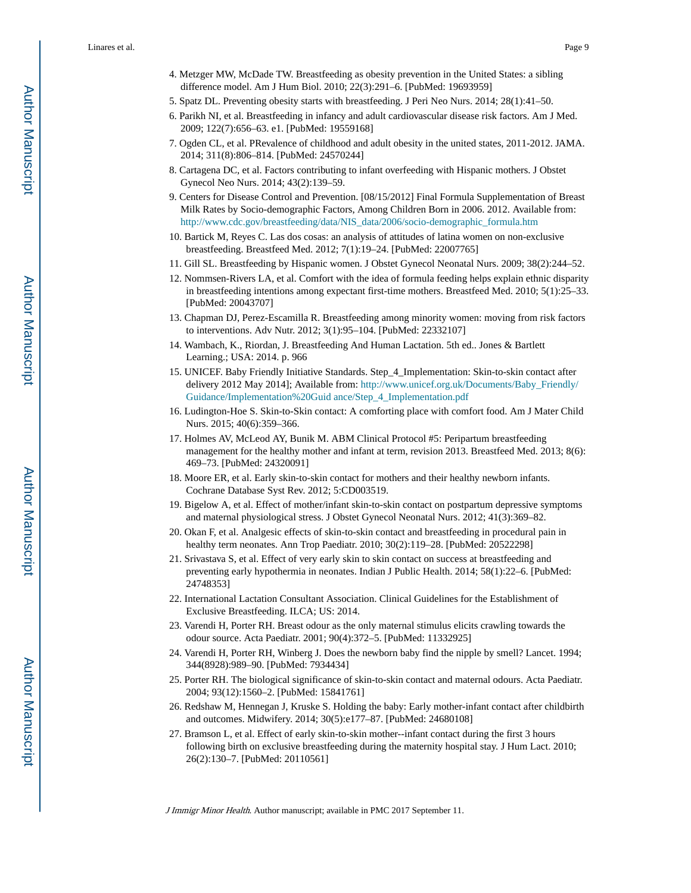4. Metzger MW, McDade TW. Breastfeeding as obesity prevention in the United States: a sibling difference model. Am J Hum Biol. 2010; 22(3):291–6. [PubMed: 19693959]
5. Spatz DL. Preventing obesity starts with breastfeeding. J Peri Neo Nurs. 2014; 28(1):41–50.
6. Parikh NI, et al. Breastfeeding in infancy and adult cardiovascular disease risk factors. Am J Med. 2009; 122(7):656–63. e1. [PubMed: 19559168]
7. Ogden CL, et al. PRevalence of childhood and adult obesity in the united states, 2011-2012. JAMA. 2014; 311(8):806–814. [PubMed: 24570244]
8. Cartagena DC, et al. Factors contributing to infant overfeeding with Hispanic mothers. J Obstet Gynecol Neo Nurs. 2014; 43(2):139–59.
9. Centers for Disease Control and Prevention. [08/15/2012] Final Formula Supplementation of Breast Milk Rates by Socio-demographic Factors, Among Children Born in 2006. 2012. Available from: http://www.cdc.gov/breastfeeding/data/NIS_data/2006/socio-demographic_formula.htm
10. Bartick M, Reyes C. Las dos cosas: an analysis of attitudes of latina women on non-exclusive breastfeeding. Breastfeed Med. 2012; 7(1):19–24. [PubMed: 22007765]
11. Gill SL. Breastfeeding by Hispanic women. J Obstet Gynecol Neonatal Nurs. 2009; 38(2):244–52.
12. Nommsen-Rivers LA, et al. Comfort with the idea of formula feeding helps explain ethnic disparity in breastfeeding intentions among expectant first-time mothers. Breastfeed Med. 2010; 5(1):25–33. [PubMed: 20043707]
13. Chapman DJ, Perez-Escamilla R. Breastfeeding among minority women: moving from risk factors to interventions. Adv Nutr. 2012; 3(1):95–104. [PubMed: 22332107]
14. Wambach, K., Riordan, J. Breastfeeding And Human Lactation. 5th ed.. Jones & Bartlett Learning.; USA: 2014. p. 966
15. UNICEF. Baby Friendly Initiative Standards. Step_4_Implementation: Skin-to-skin contact after delivery 2012 May 2014]; Available from: http://www.unicef.org.uk/Documents/Baby_Friendly/Guidance/Implementation%20Guid ance/Step_4_Implementation.pdf
16. Ludington-Hoe S. Skin-to-Skin contact: A comforting place with comfort food. Am J Mater Child Nurs. 2015; 40(6):359–366.
17. Holmes AV, McLeod AY, Bunik M. ABM Clinical Protocol #5: Peripartum breastfeeding management for the healthy mother and infant at term, revision 2013. Breastfeed Med. 2013; 8(6): 469–73. [PubMed: 24320091]
18. Moore ER, et al. Early skin-to-skin contact for mothers and their healthy newborn infants. Cochrane Database Syst Rev. 2012; 5:CD003519.
19. Bigelow A, et al. Effect of mother/infant skin-to-skin contact on postpartum depressive symptoms and maternal physiological stress. J Obstet Gynecol Neonatal Nurs. 2012; 41(3):369–82.
20. Okan F, et al. Analgesic effects of skin-to-skin contact and breastfeeding in procedural pain in healthy term neonates. Ann Trop Paediatr. 2010; 30(2):119–28. [PubMed: 20522298]
21. Srivastava S, et al. Effect of very early skin to skin contact on success at breastfeeding and preventing early hypothermia in neonates. Indian J Public Health. 2014; 58(1):22–6. [PubMed: 24748353]
22. International Lactation Consultant Association. Clinical Guidelines for the Establishment of Exclusive Breastfeeding. ILCA; US: 2014.
23. Varendi H, Porter RH. Breast odour as the only maternal stimulus elicits crawling towards the odour source. Acta Paediatr. 2001; 90(4):372–5. [PubMed: 11332925]
24. Varendi H, Porter RH, Winberg J. Does the newborn baby find the nipple by smell? Lancet. 1994; 344(8928):989–90. [PubMed: 7934434]
25. Porter RH. The biological significance of skin-to-skin contact and maternal odours. Acta Paediatr. 2004; 93(12):1560–2. [PubMed: 15841761]
26. Redshaw M, Hennegan J, Kruske S. Holding the baby: Early mother-infant contact after childbirth and outcomes. Midwifery. 2014; 30(5):e177–87. [PubMed: 24680108]
27. Bramson L, et al. Effect of early skin-to-skin mother--infant contact during the first 3 hours following birth on exclusive breastfeeding during the maternity hospital stay. J Hum Lact. 2010; 26(2):130–7. [PubMed: 20110561]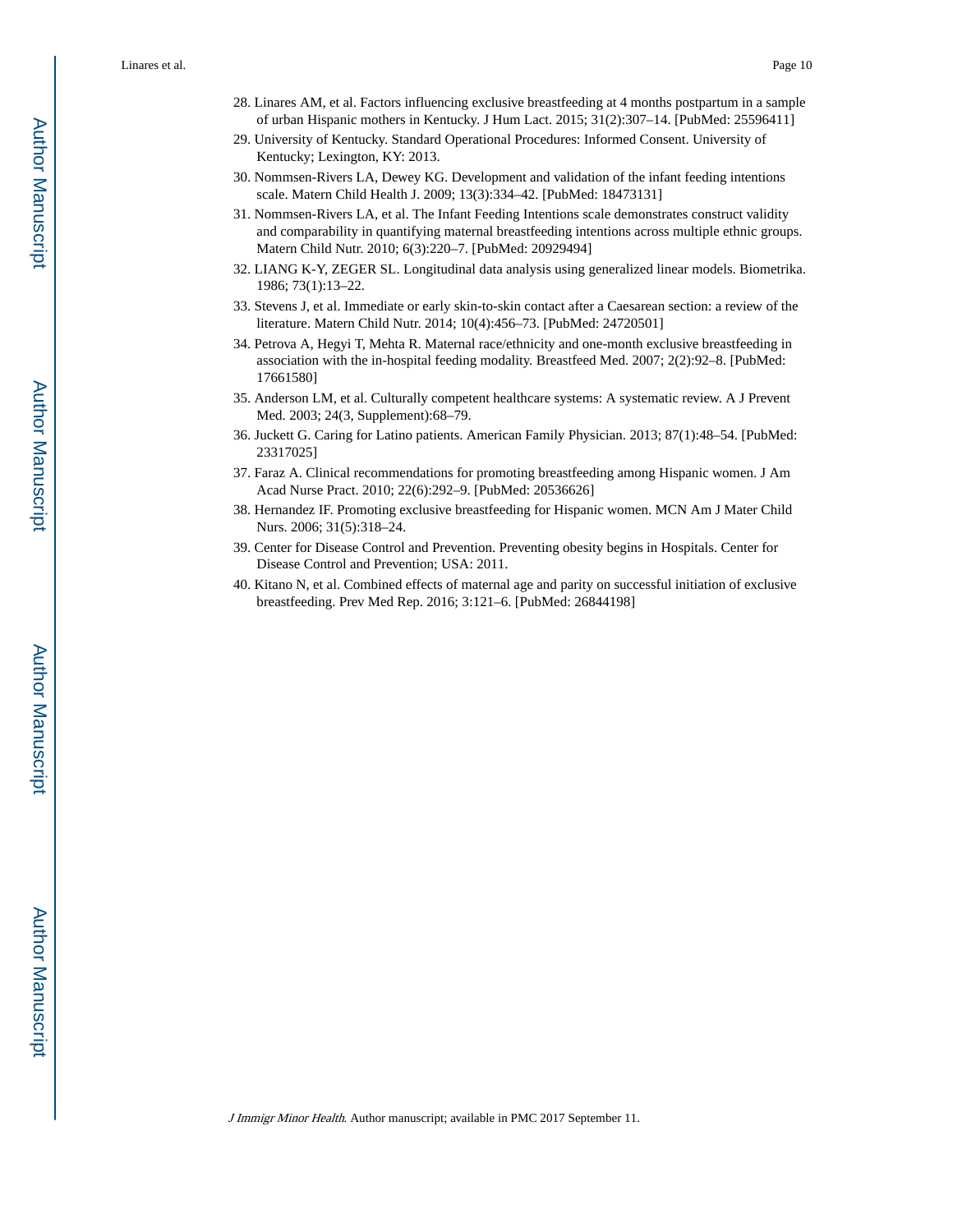28. Linares AM, et al. Factors influencing exclusive breastfeeding at 4 months postpartum in a sample of urban Hispanic mothers in Kentucky. J Hum Lact. 2015; 31(2):307–14. [PubMed: 25596411]
29. University of Kentucky. Standard Operational Procedures: Informed Consent. University of Kentucky; Lexington, KY: 2013.
30. Nommsen-Rivers LA, Dewey KG. Development and validation of the infant feeding intentions scale. Matern Child Health J. 2009; 13(3):334–42. [PubMed: 18473131]
31. Nommsen-Rivers LA, et al. The Infant Feeding Intentions scale demonstrates construct validity and comparability in quantifying maternal breastfeeding intentions across multiple ethnic groups. Matern Child Nutr. 2010; 6(3):220–7. [PubMed: 20929494]
32. LIANG K-Y, ZEGER SL. Longitudinal data analysis using generalized linear models. Biometrika. 1986; 73(1):13–22.
33. Stevens J, et al. Immediate or early skin-to-skin contact after a Caesarean section: a review of the literature. Matern Child Nutr. 2014; 10(4):456–73. [PubMed: 24720501]
34. Petrova A, Hegyi T, Mehta R. Maternal race/ethnicity and one-month exclusive breastfeeding in association with the in-hospital feeding modality. Breastfeed Med. 2007; 2(2):92–8. [PubMed: 17661580]
35. Anderson LM, et al. Culturally competent healthcare systems: A systematic review. A J Prevent Med. 2003; 24(3, Supplement):68–79.
36. Juckett G. Caring for Latino patients. American Family Physician. 2013; 87(1):48–54. [PubMed: 23317025]
37. Faraz A. Clinical recommendations for promoting breastfeeding among Hispanic women. J Am Acad Nurse Pract. 2010; 22(6):292–9. [PubMed: 20536626]
38. Hernandez IF. Promoting exclusive breastfeeding for Hispanic women. MCN Am J Mater Child Nurs. 2006; 31(5):318–24.
39. Center for Disease Control and Prevention. Preventing obesity begins in Hospitals. Center for Disease Control and Prevention; USA: 2011.
40. Kitano N, et al. Combined effects of maternal age and parity on successful initiation of exclusive breastfeeding. Prev Med Rep. 2016; 3:121–6. [PubMed: 26844198]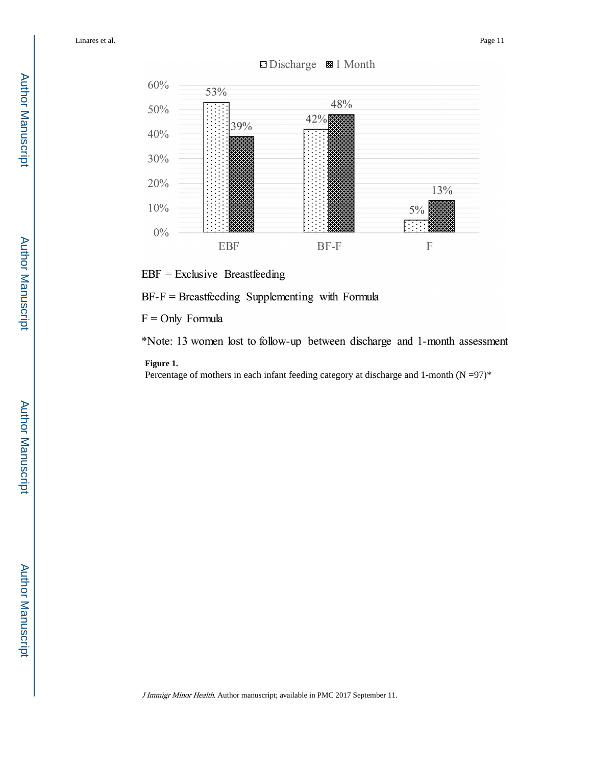Discharge | 1 Month

| | Discharge | 1 Month |
| --- | --- | --- |
| EBF | 53% | 39% |
| BF-F | 42% | 48% |
| F | 5% | 13% |

EBF = Exclusive Breastfeeding

BF-F = Breastfeeding Supplementing with Formula

F = Only Formula

*Note: 13 women lost to follow-up between discharge and 1-month assessment

**Figure 1.**

Percentage of mothers in each infant feeding category at discharge and 1-month (N =97)*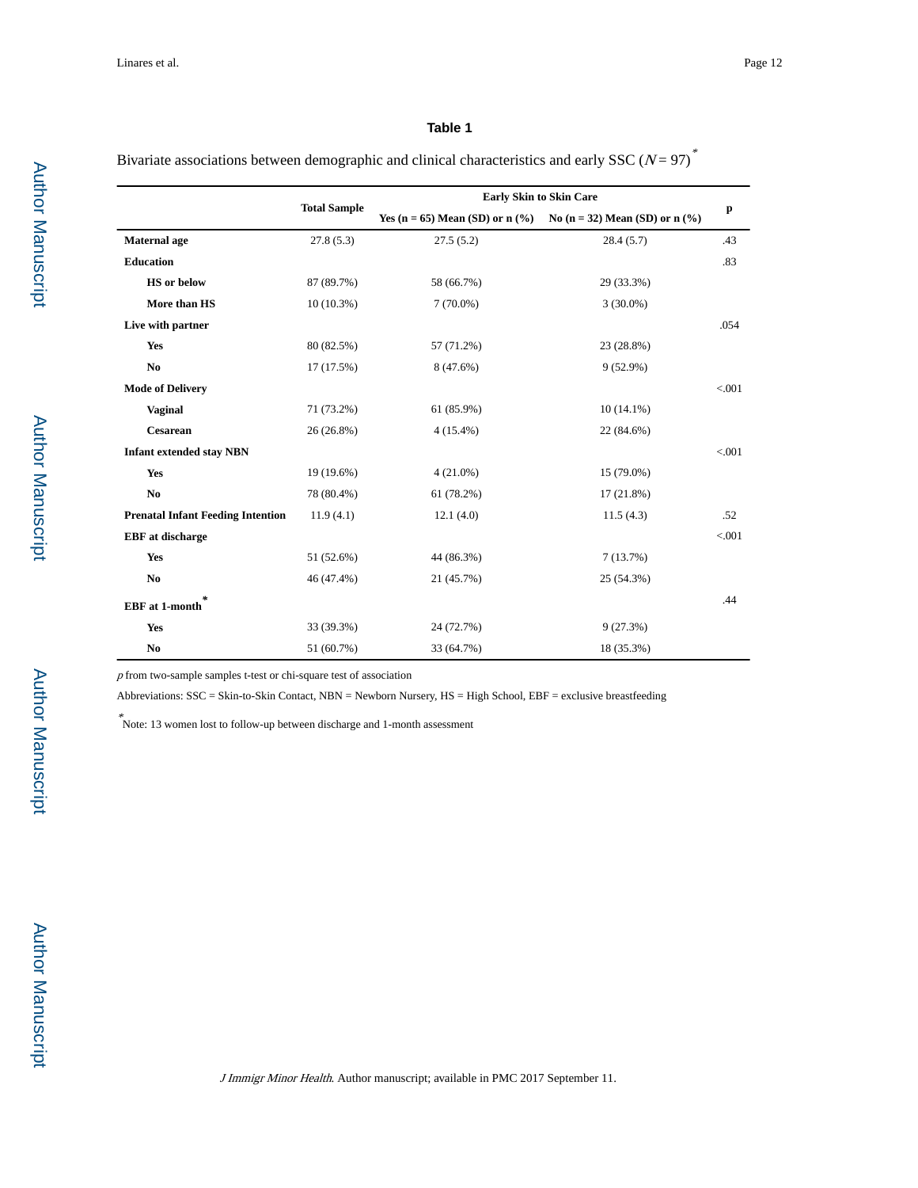## Table 1

Bivariate associations between demographic and clinical characteristics and early SSC ($N$ = 97)*

| | Total Sample | Early Skin to Skin Care | | p |
|---|---|---|---|---|
| | | Yes (n = 65) Mean (SD) or n (%) | No (n = 32) Mean (SD) or n (%) | |
| **Maternal age** | 27.8 (5.3) | 27.5 (5.2) | 28.4 (5.7) | .43 |
| **Education** | | | | .83 |
| **HS or below** | 87 (89.7%) | 58 (66.7%) | 29 (33.3%) | |
| **More than HS** | 10 (10.3%) | 7 (70.0%) | 3 (30.0%) | |
| **Live with partner** | | | | .054 |
| **Yes** | 80 (82.5%) | 57 (71.2%) | 23 (28.8%) | |
| **No** | 17 (17.5%) | 8 (47.6%) | 9 (52.9%) | |
| **Mode of Delivery** | | | | <.001 |
| **Vaginal** | 71 (73.2%) | 61 (85.9%) | 10 (14.1%) | |
| **Cesarean** | 26 (26.8%) | 4 (15.4%) | 22 (84.6%) | |
| **Infant extended stay NBN** | | | | <.001 |
| **Yes** | 19 (19.6%) | 4 (21.0%) | 15 (79.0%) | |
| **No** | 78 (80.4%) | 61 (78.2%) | 17 (21.8%) | |
| **Prenatal Infant Feeding Intention** | 11.9 (4.1) | 12.1 (4.0) | 11.5 (4.3) | .52 |
| **EBF at discharge** | | | | <.001 |
| **Yes** | 51 (52.6%) | 44 (86.3%) | 7 (13.7%) | |
| **No** | 46 (47.4%) | 21 (45.7%) | 25 (54.3%) | |
| **EBF at 1-month*** | | | | .44 |
| **Yes** | 33 (39.3%) | 24 (72.7%) | 9 (27.3%) | |
| **No** | 51 (60.7%) | 33 (64.7%) | 18 (35.3%) | |

*p* from two-sample samples t-test or chi-square test of association

Abbreviations: SSC = Skin-to-Skin Contact, NBN = Newborn Nursery, HS = High School, EBF = exclusive breastfeeding

*Note: 13 women lost to follow-up between discharge and 1-month assessment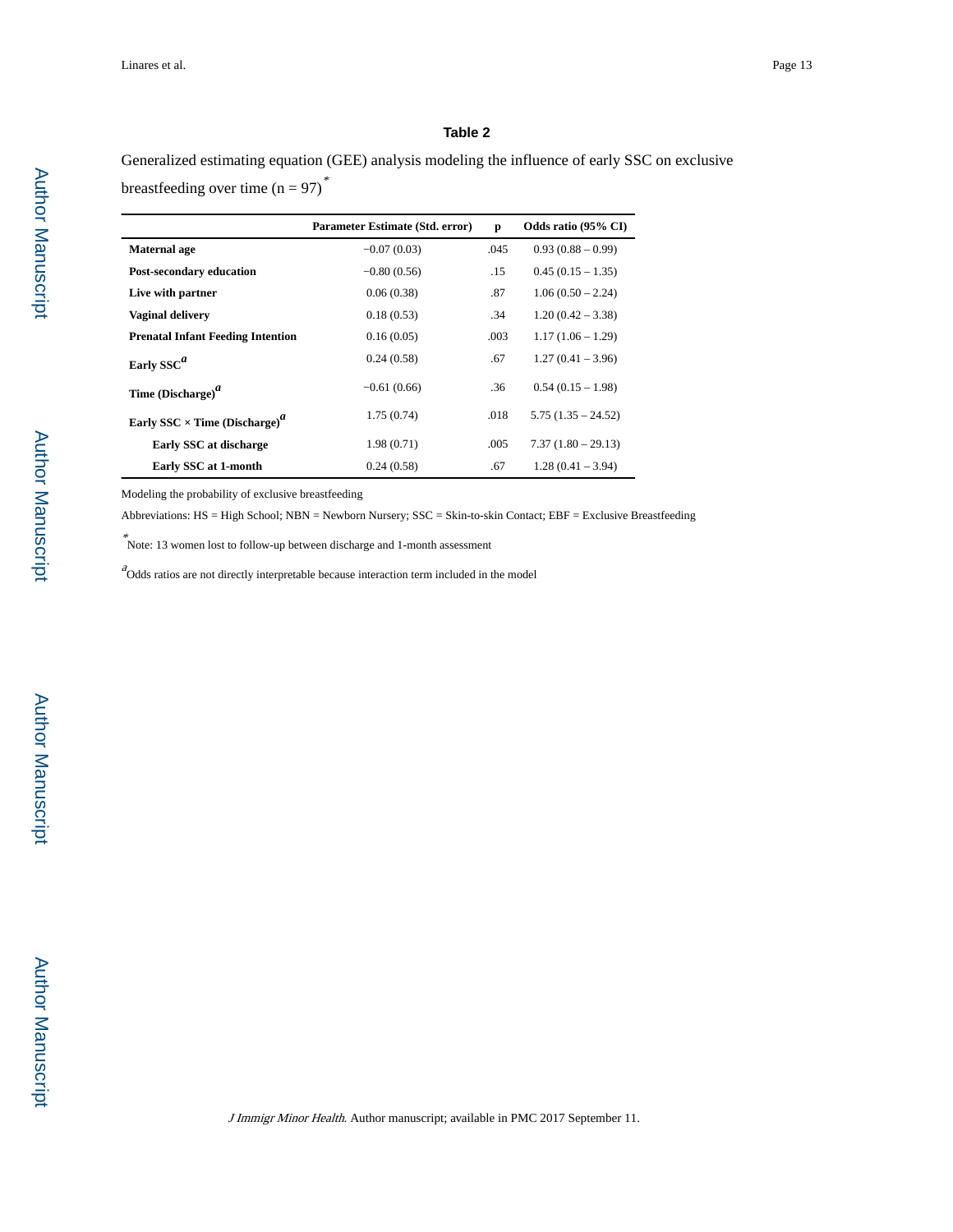## Table 2

Generalized estimating equation (GEE) analysis modeling the influence of early SSC on exclusive breastfeeding over time (n = 97)[*]

| | Parameter Estimate (Std. error) | p | Odds ratio (95% CI) |
|---|---|---|---|
| **Maternal age** | −0.07 (0.03) | .045 | 0.93 (0.88 – 0.99) |
| **Post-secondary education** | −0.80 (0.56) | .15 | 0.45 (0.15 – 1.35) |
| **Live with partner** | 0.06 (0.38) | .87 | 1.06 (0.50 – 2.24) |
| **Vaginal delivery** | 0.18 (0.53) | .34 | 1.20 (0.42 – 3.38) |
| **Prenatal Infant Feeding Intention** | 0.16 (0.05) | .003 | 1.17 (1.06 – 1.29) |
| **Early SSC**[a] | 0.24 (0.58) | .67 | 1.27 (0.41 – 3.96) |
| **Time (Discharge)**[a] | −0.61 (0.66) | .36 | 0.54 (0.15 – 1.98) |
| **Early SSC × Time (Discharge)**[a] | 1.75 (0.74) | .018 | 5.75 (1.35 – 24.52) |
| **Early SSC at discharge** | 1.98 (0.71) | .005 | 7.37 (1.80 – 29.13) |
| **Early SSC at 1-month** | 0.24 (0.58) | .67 | 1.28 (0.41 – 3.94) |

Modeling the probability of exclusive breastfeeding

Abbreviations: HS = High School; NBN = Newborn Nursery; SSC = Skin-to-skin Contact; EBF = Exclusive Breastfeeding

[*]Note: 13 women lost to follow-up between discharge and 1-month assessment

[a]Odds ratios are not directly interpretable because interaction term included in the model